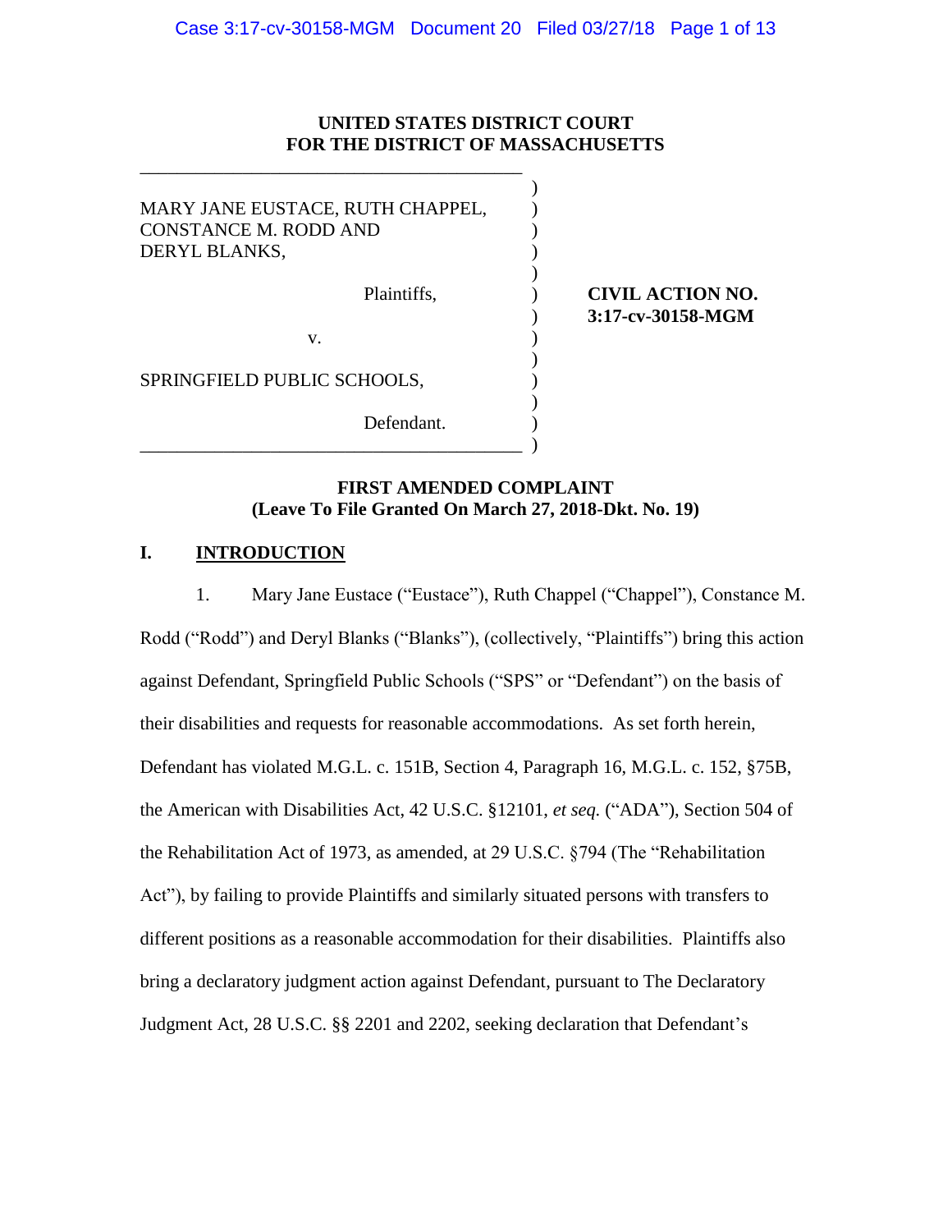**UNITED STATES DISTRICT COURT**
**FOR THE DISTRICT OF MASSACHUSETTS**

| | |
|---|---|
| MARY JANE EUSTACE, RUTH CHAPPEL, CONSTANCE M. RODD AND DERYL BLANKS,<br><br>Plaintiffs,<br><br>v.<br><br>SPRINGFIELD PUBLIC SCHOOLS,<br><br>Defendant. | **CIVIL ACTION NO. 3:17-cv-30158-MGM** |

**FIRST AMENDED COMPLAINT**
**(Leave To File Granted On March 27, 2018-Dkt. No. 19)**

## I. INTRODUCTION

1. Mary Jane Eustace ("Eustace"), Ruth Chappel ("Chappel"), Constance M. Rodd ("Rodd") and Deryl Blanks ("Blanks"), (collectively, "Plaintiffs") bring this action against Defendant, Springfield Public Schools ("SPS" or "Defendant") on the basis of their disabilities and requests for reasonable accommodations. As set forth herein, Defendant has violated M.G.L. c. 151B, Section 4, Paragraph 16, M.G.L. c. 152, §75B, the American with Disabilities Act, 42 U.S.C. §12101, *et seq.* ("ADA"), Section 504 of the Rehabilitation Act of 1973, as amended, at 29 U.S.C. §794 (The "Rehabilitation Act"), by failing to provide Plaintiffs and similarly situated persons with transfers to different positions as a reasonable accommodation for their disabilities. Plaintiffs also bring a declaratory judgment action against Defendant, pursuant to The Declaratory Judgment Act, 28 U.S.C. §§ 2201 and 2202, seeking declaration that Defendant's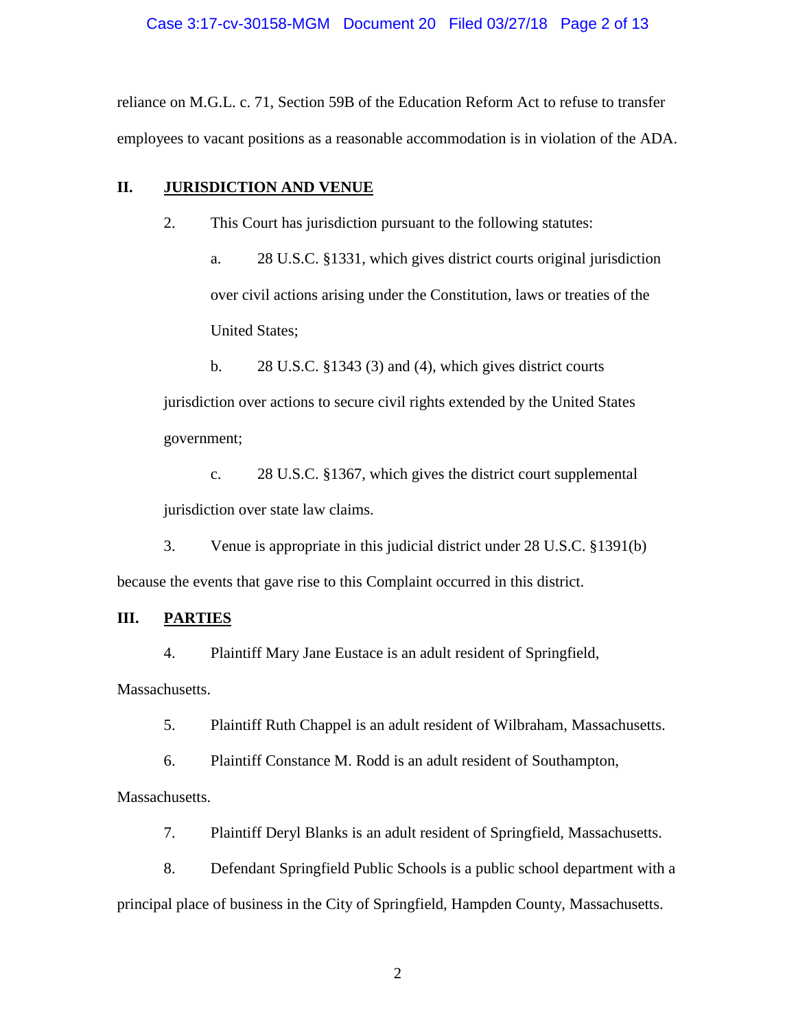reliance on M.G.L. c. 71, Section 59B of the Education Reform Act to refuse to transfer employees to vacant positions as a reasonable accommodation is in violation of the ADA.

## II. JURISDICTION AND VENUE

2. This Court has jurisdiction pursuant to the following statutes:

   a. 28 U.S.C. §1331, which gives district courts original jurisdiction over civil actions arising under the Constitution, laws or treaties of the United States;

   b. 28 U.S.C. §1343 (3) and (4), which gives district courts jurisdiction over actions to secure civil rights extended by the United States government;

   c. 28 U.S.C. §1367, which gives the district court supplemental jurisdiction over state law claims.

3. Venue is appropriate in this judicial district under 28 U.S.C. §1391(b) because the events that gave rise to this Complaint occurred in this district.

## III. PARTIES

4. Plaintiff Mary Jane Eustace is an adult resident of Springfield, Massachusetts.

5. Plaintiff Ruth Chappel is an adult resident of Wilbraham, Massachusetts.

6. Plaintiff Constance M. Rodd is an adult resident of Southampton, Massachusetts.

7. Plaintiff Deryl Blanks is an adult resident of Springfield, Massachusetts.

8. Defendant Springfield Public Schools is a public school department with a principal place of business in the City of Springfield, Hampden County, Massachusetts.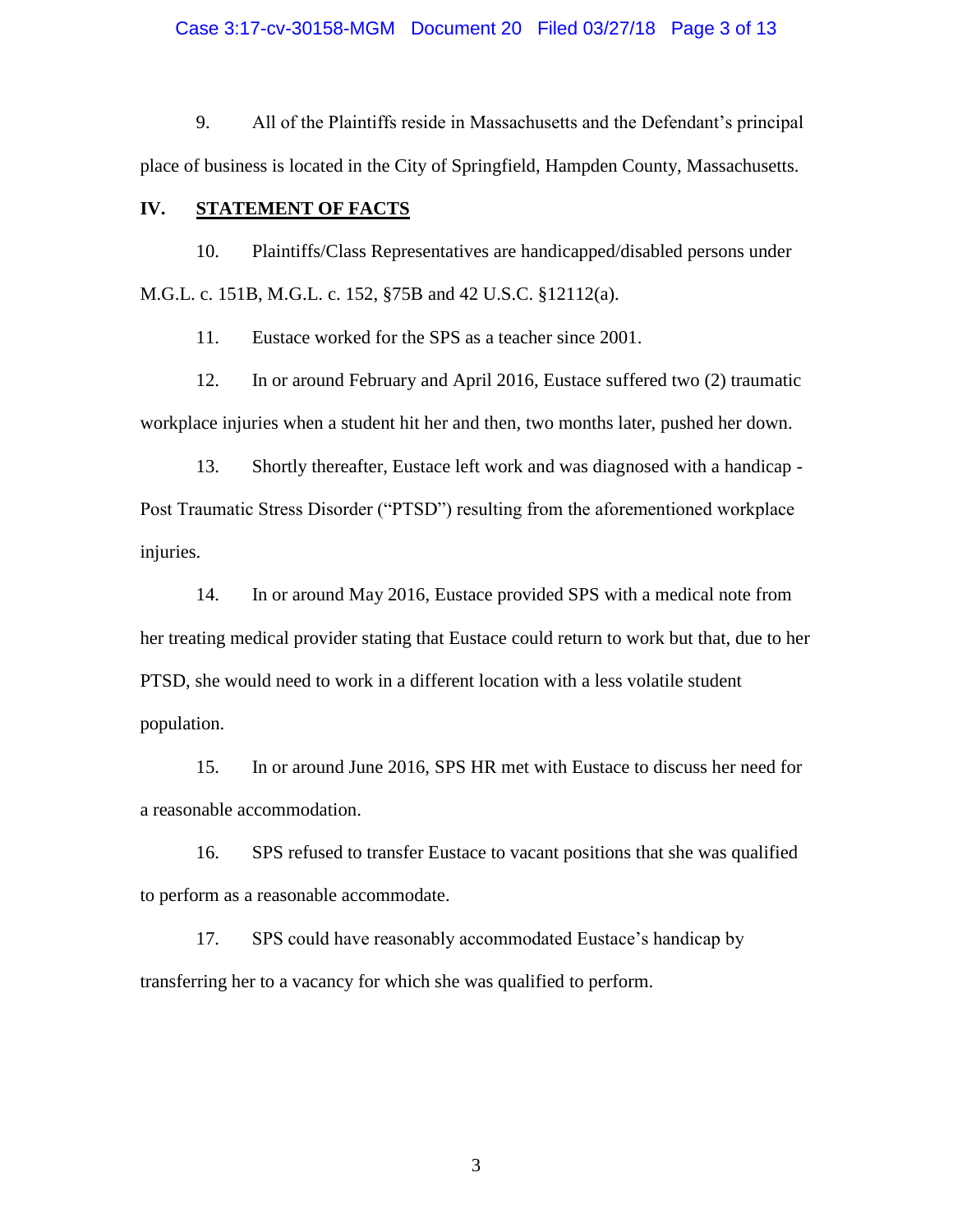9. All of the Plaintiffs reside in Massachusetts and the Defendant's principal place of business is located in the City of Springfield, Hampden County, Massachusetts.

## IV. STATEMENT OF FACTS

10. Plaintiffs/Class Representatives are handicapped/disabled persons under M.G.L. c. 151B, M.G.L. c. 152, §75B and 42 U.S.C. §12112(a).

11. Eustace worked for the SPS as a teacher since 2001.

12. In or around February and April 2016, Eustace suffered two (2) traumatic workplace injuries when a student hit her and then, two months later, pushed her down.

13. Shortly thereafter, Eustace left work and was diagnosed with a handicap - Post Traumatic Stress Disorder ("PTSD") resulting from the aforementioned workplace injuries.

14. In or around May 2016, Eustace provided SPS with a medical note from her treating medical provider stating that Eustace could return to work but that, due to her PTSD, she would need to work in a different location with a less volatile student population.

15. In or around June 2016, SPS HR met with Eustace to discuss her need for a reasonable accommodation.

16. SPS refused to transfer Eustace to vacant positions that she was qualified to perform as a reasonable accommodate.

17. SPS could have reasonably accommodated Eustace's handicap by transferring her to a vacancy for which she was qualified to perform.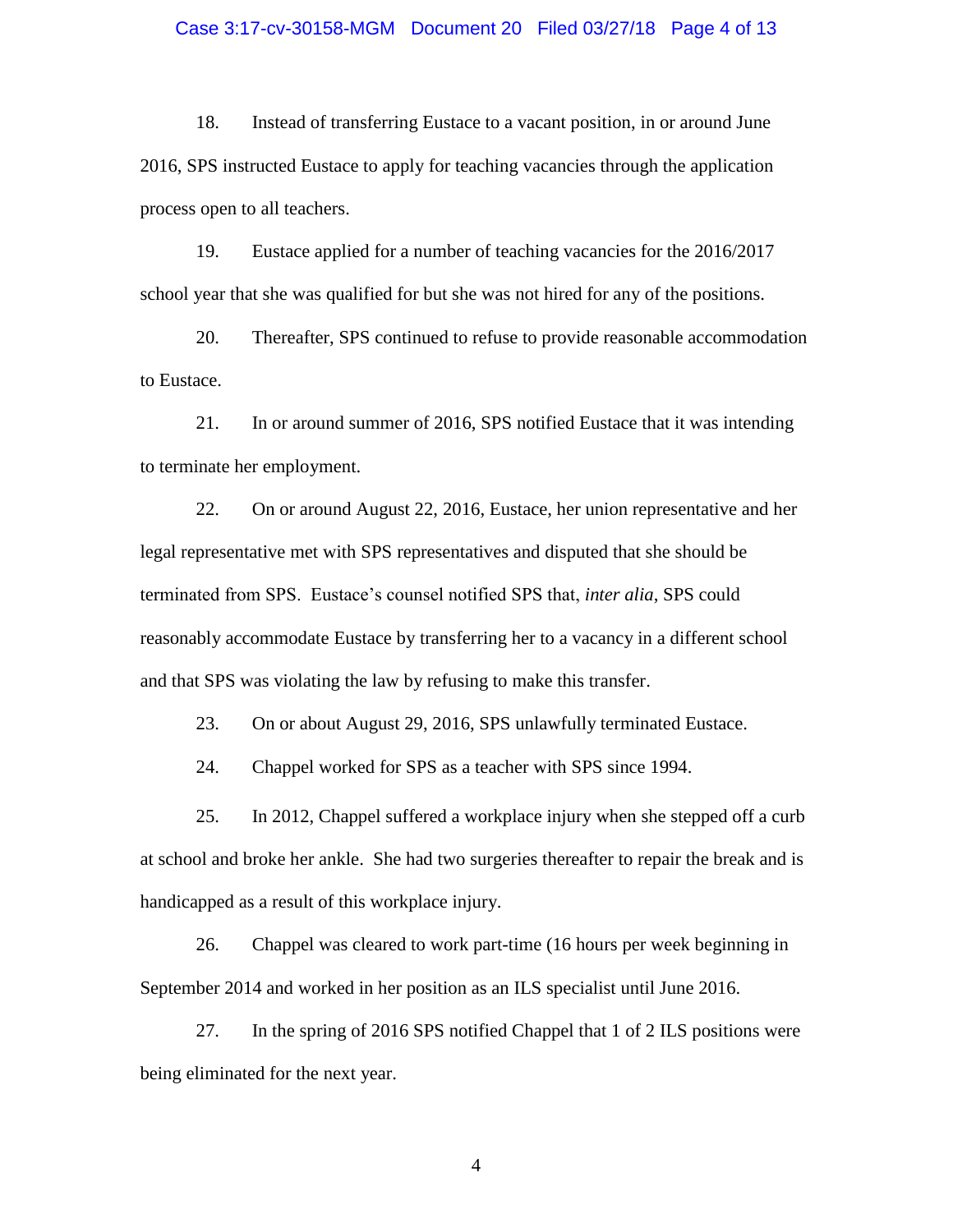18. Instead of transferring Eustace to a vacant position, in or around June 2016, SPS instructed Eustace to apply for teaching vacancies through the application process open to all teachers.

19. Eustace applied for a number of teaching vacancies for the 2016/2017 school year that she was qualified for but she was not hired for any of the positions.

20. Thereafter, SPS continued to refuse to provide reasonable accommodation to Eustace.

21. In or around summer of 2016, SPS notified Eustace that it was intending to terminate her employment.

22. On or around August 22, 2016, Eustace, her union representative and her legal representative met with SPS representatives and disputed that she should be terminated from SPS. Eustace's counsel notified SPS that, *inter alia*, SPS could reasonably accommodate Eustace by transferring her to a vacancy in a different school and that SPS was violating the law by refusing to make this transfer.

23. On or about August 29, 2016, SPS unlawfully terminated Eustace.

24. Chappel worked for SPS as a teacher with SPS since 1994.

25. In 2012, Chappel suffered a workplace injury when she stepped off a curb at school and broke her ankle. She had two surgeries thereafter to repair the break and is handicapped as a result of this workplace injury.

26. Chappel was cleared to work part-time (16 hours per week beginning in September 2014 and worked in her position as an ILS specialist until June 2016.

27. In the spring of 2016 SPS notified Chappel that 1 of 2 ILS positions were being eliminated for the next year.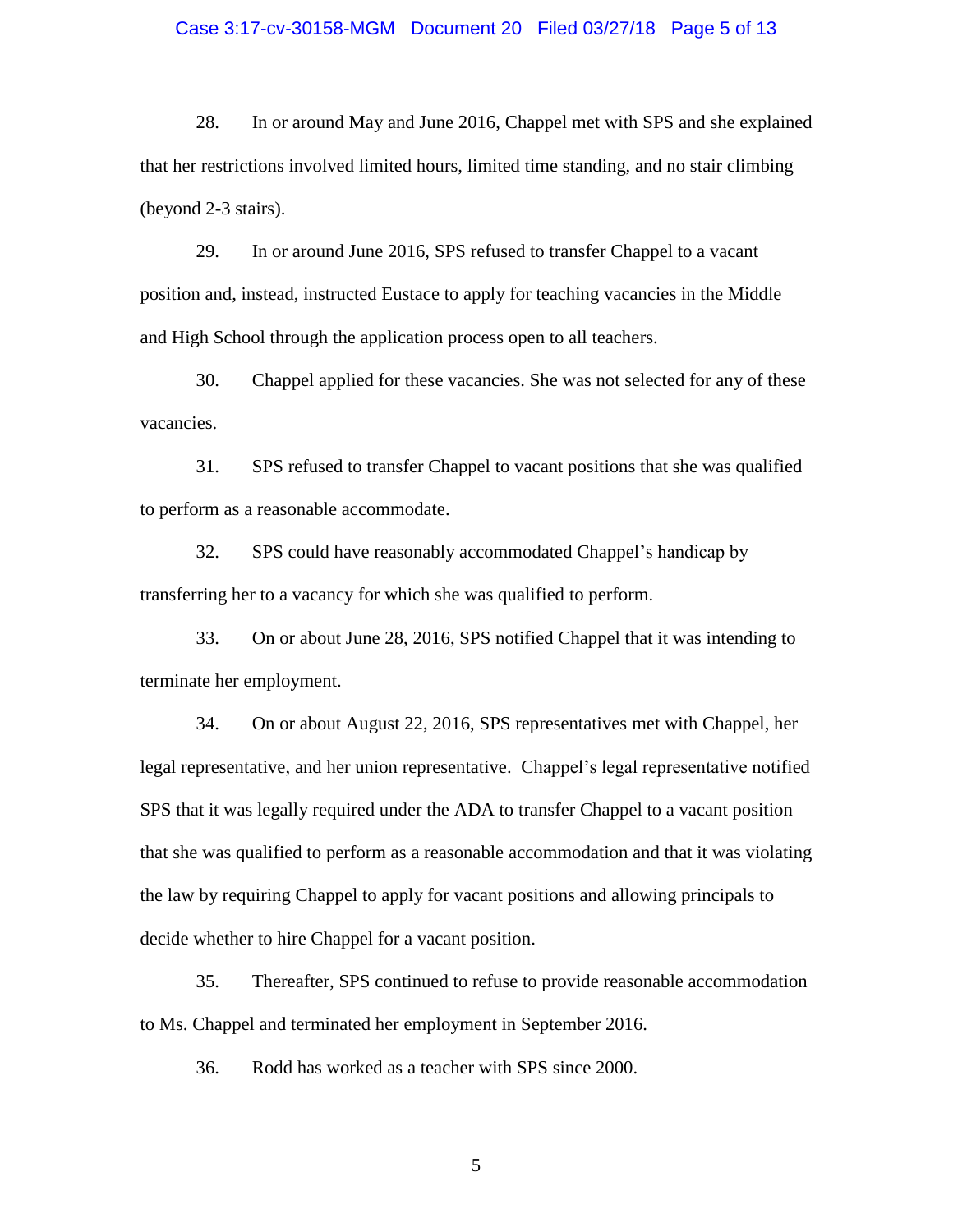28. In or around May and June 2016, Chappel met with SPS and she explained that her restrictions involved limited hours, limited time standing, and no stair climbing (beyond 2-3 stairs).

29. In or around June 2016, SPS refused to transfer Chappel to a vacant position and, instead, instructed Eustace to apply for teaching vacancies in the Middle and High School through the application process open to all teachers.

30. Chappel applied for these vacancies. She was not selected for any of these vacancies.

31. SPS refused to transfer Chappel to vacant positions that she was qualified to perform as a reasonable accommodate.

32. SPS could have reasonably accommodated Chappel's handicap by transferring her to a vacancy for which she was qualified to perform.

33. On or about June 28, 2016, SPS notified Chappel that it was intending to terminate her employment.

34. On or about August 22, 2016, SPS representatives met with Chappel, her legal representative, and her union representative. Chappel's legal representative notified SPS that it was legally required under the ADA to transfer Chappel to a vacant position that she was qualified to perform as a reasonable accommodation and that it was violating the law by requiring Chappel to apply for vacant positions and allowing principals to decide whether to hire Chappel for a vacant position.

35. Thereafter, SPS continued to refuse to provide reasonable accommodation to Ms. Chappel and terminated her employment in September 2016.

36. Rodd has worked as a teacher with SPS since 2000.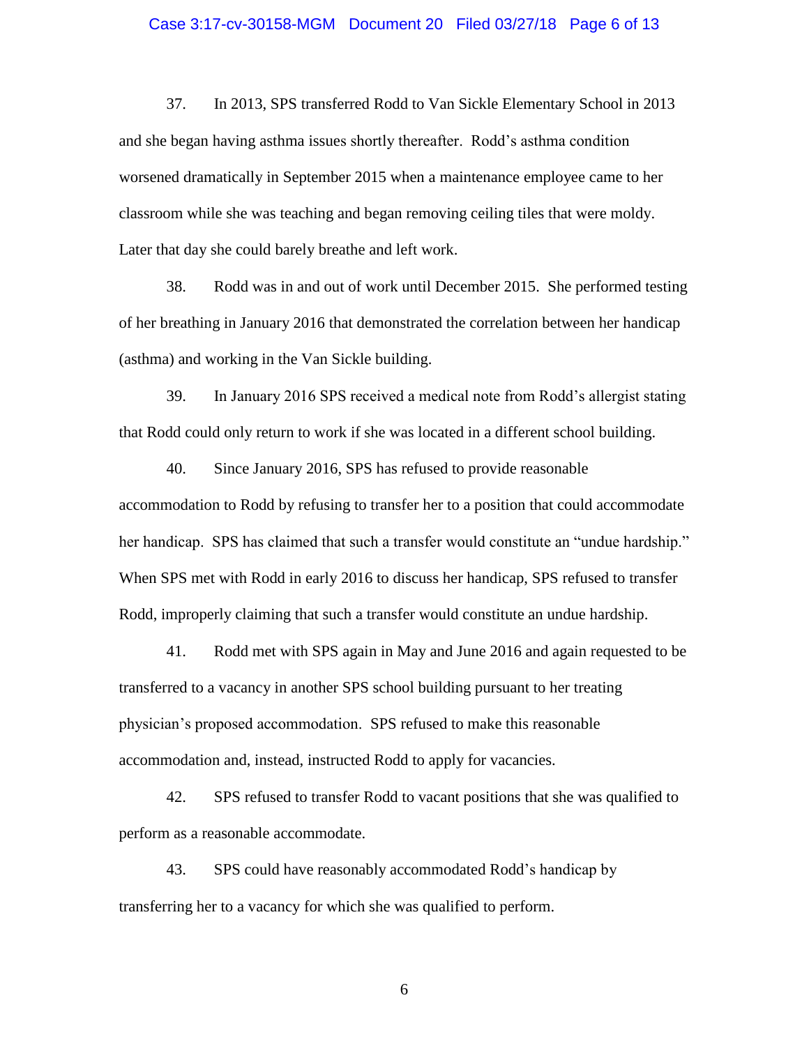37. In 2013, SPS transferred Rodd to Van Sickle Elementary School in 2013 and she began having asthma issues shortly thereafter. Rodd's asthma condition worsened dramatically in September 2015 when a maintenance employee came to her classroom while she was teaching and began removing ceiling tiles that were moldy. Later that day she could barely breathe and left work.

38. Rodd was in and out of work until December 2015. She performed testing of her breathing in January 2016 that demonstrated the correlation between her handicap (asthma) and working in the Van Sickle building.

39. In January 2016 SPS received a medical note from Rodd's allergist stating that Rodd could only return to work if she was located in a different school building.

40. Since January 2016, SPS has refused to provide reasonable accommodation to Rodd by refusing to transfer her to a position that could accommodate her handicap. SPS has claimed that such a transfer would constitute an "undue hardship." When SPS met with Rodd in early 2016 to discuss her handicap, SPS refused to transfer Rodd, improperly claiming that such a transfer would constitute an undue hardship.

41. Rodd met with SPS again in May and June 2016 and again requested to be transferred to a vacancy in another SPS school building pursuant to her treating physician's proposed accommodation. SPS refused to make this reasonable accommodation and, instead, instructed Rodd to apply for vacancies.

42. SPS refused to transfer Rodd to vacant positions that she was qualified to perform as a reasonable accommodate.

43. SPS could have reasonably accommodated Rodd's handicap by transferring her to a vacancy for which she was qualified to perform.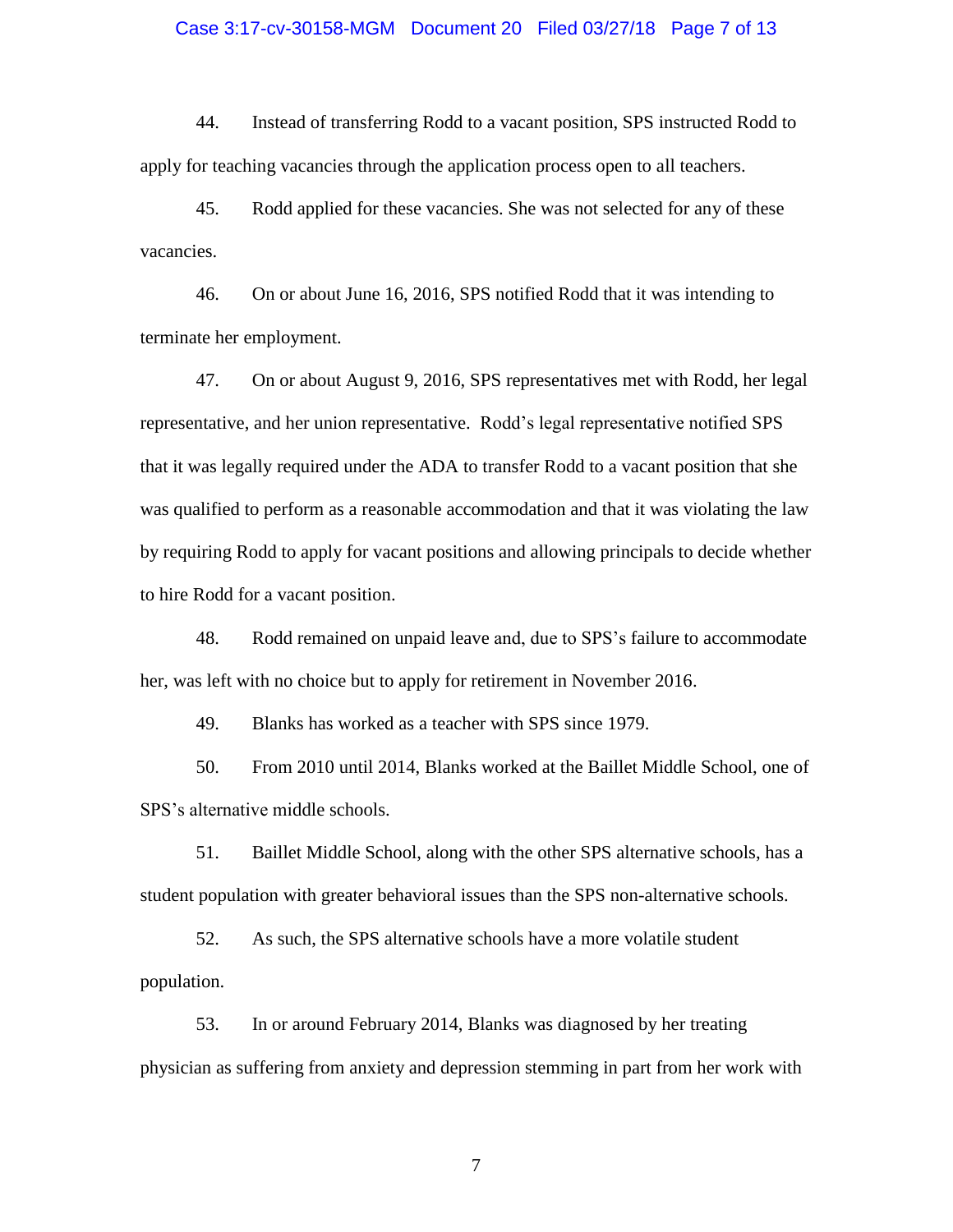44. Instead of transferring Rodd to a vacant position, SPS instructed Rodd to apply for teaching vacancies through the application process open to all teachers.

45. Rodd applied for these vacancies. She was not selected for any of these vacancies.

46. On or about June 16, 2016, SPS notified Rodd that it was intending to terminate her employment.

47. On or about August 9, 2016, SPS representatives met with Rodd, her legal representative, and her union representative. Rodd's legal representative notified SPS that it was legally required under the ADA to transfer Rodd to a vacant position that she was qualified to perform as a reasonable accommodation and that it was violating the law by requiring Rodd to apply for vacant positions and allowing principals to decide whether to hire Rodd for a vacant position.

48. Rodd remained on unpaid leave and, due to SPS's failure to accommodate her, was left with no choice but to apply for retirement in November 2016.

49. Blanks has worked as a teacher with SPS since 1979.

50. From 2010 until 2014, Blanks worked at the Baillet Middle School, one of SPS's alternative middle schools.

51. Baillet Middle School, along with the other SPS alternative schools, has a student population with greater behavioral issues than the SPS non-alternative schools.

52. As such, the SPS alternative schools have a more volatile student population.

53. In or around February 2014, Blanks was diagnosed by her treating physician as suffering from anxiety and depression stemming in part from her work with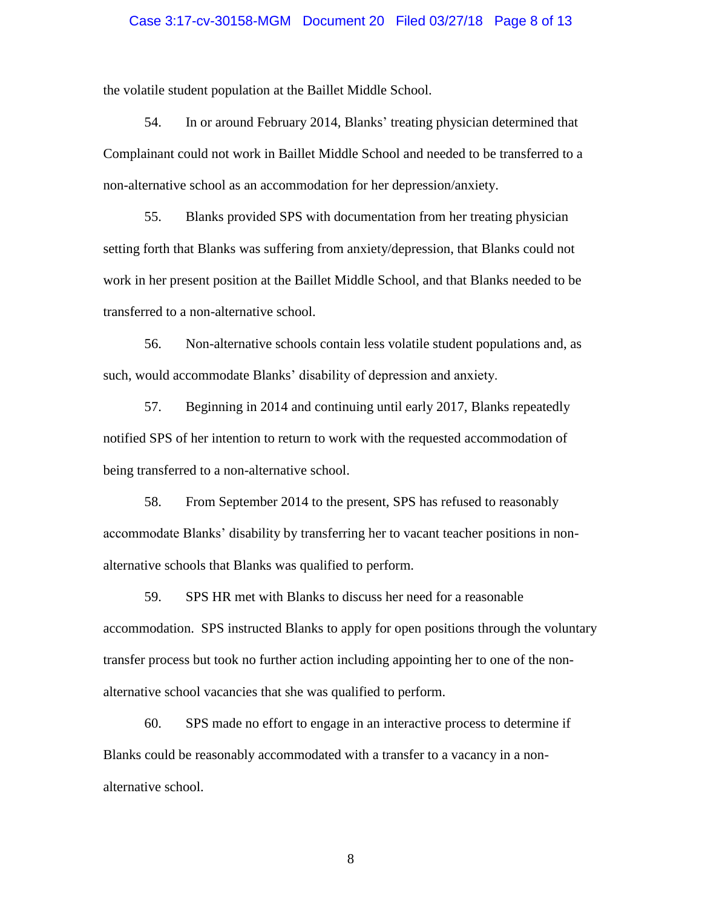the volatile student population at the Baillet Middle School.

54. In or around February 2014, Blanks' treating physician determined that Complainant could not work in Baillet Middle School and needed to be transferred to a non-alternative school as an accommodation for her depression/anxiety.

55. Blanks provided SPS with documentation from her treating physician setting forth that Blanks was suffering from anxiety/depression, that Blanks could not work in her present position at the Baillet Middle School, and that Blanks needed to be transferred to a non-alternative school.

56. Non-alternative schools contain less volatile student populations and, as such, would accommodate Blanks' disability of depression and anxiety.

57. Beginning in 2014 and continuing until early 2017, Blanks repeatedly notified SPS of her intention to return to work with the requested accommodation of being transferred to a non-alternative school.

58. From September 2014 to the present, SPS has refused to reasonably accommodate Blanks' disability by transferring her to vacant teacher positions in non-alternative schools that Blanks was qualified to perform.

59. SPS HR met with Blanks to discuss her need for a reasonable accommodation. SPS instructed Blanks to apply for open positions through the voluntary transfer process but took no further action including appointing her to one of the non-alternative school vacancies that she was qualified to perform.

60. SPS made no effort to engage in an interactive process to determine if Blanks could be reasonably accommodated with a transfer to a vacancy in a non-alternative school.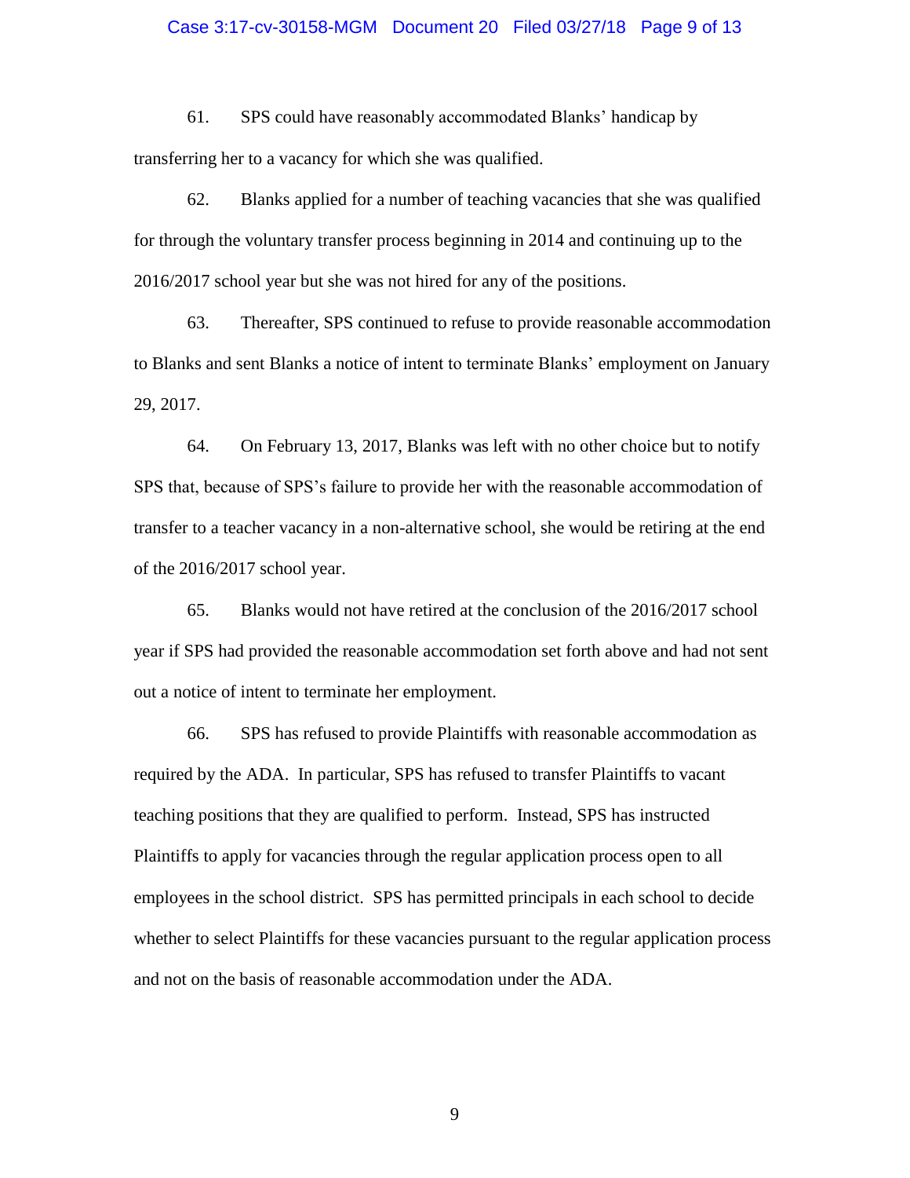61. SPS could have reasonably accommodated Blanks' handicap by transferring her to a vacancy for which she was qualified.

62. Blanks applied for a number of teaching vacancies that she was qualified for through the voluntary transfer process beginning in 2014 and continuing up to the 2016/2017 school year but she was not hired for any of the positions.

63. Thereafter, SPS continued to refuse to provide reasonable accommodation to Blanks and sent Blanks a notice of intent to terminate Blanks' employment on January 29, 2017.

64. On February 13, 2017, Blanks was left with no other choice but to notify SPS that, because of SPS's failure to provide her with the reasonable accommodation of transfer to a teacher vacancy in a non-alternative school, she would be retiring at the end of the 2016/2017 school year.

65. Blanks would not have retired at the conclusion of the 2016/2017 school year if SPS had provided the reasonable accommodation set forth above and had not sent out a notice of intent to terminate her employment.

66. SPS has refused to provide Plaintiffs with reasonable accommodation as required by the ADA. In particular, SPS has refused to transfer Plaintiffs to vacant teaching positions that they are qualified to perform. Instead, SPS has instructed Plaintiffs to apply for vacancies through the regular application process open to all employees in the school district. SPS has permitted principals in each school to decide whether to select Plaintiffs for these vacancies pursuant to the regular application process and not on the basis of reasonable accommodation under the ADA.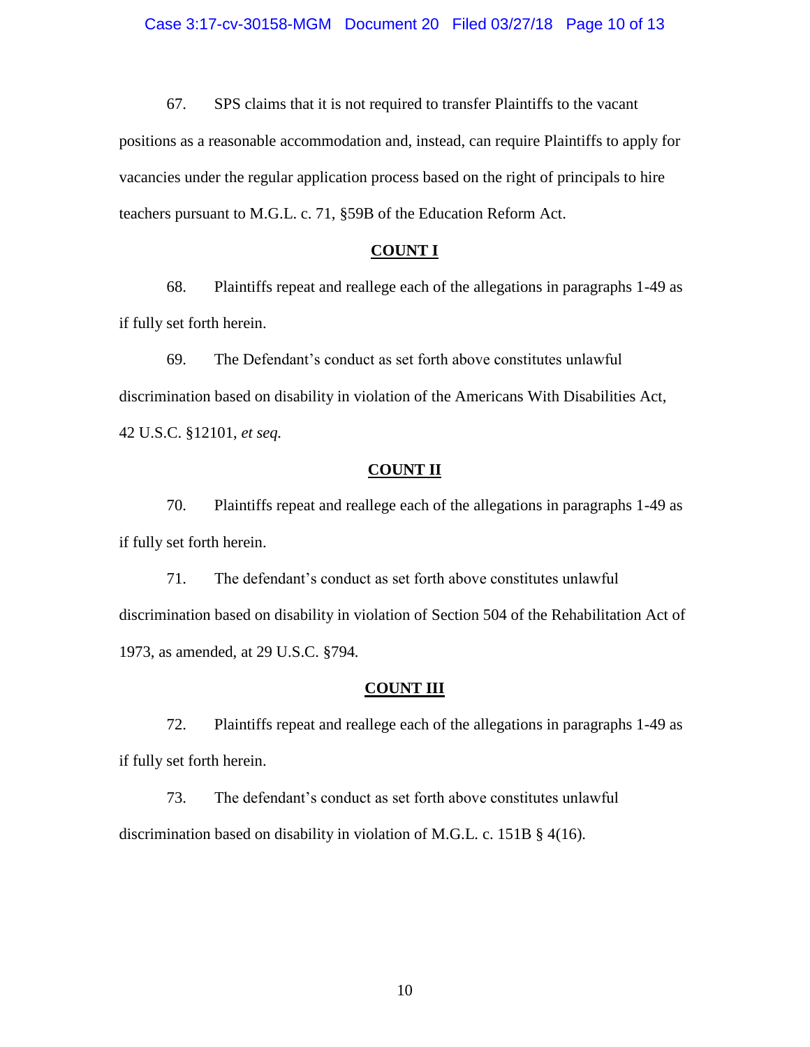67. SPS claims that it is not required to transfer Plaintiffs to the vacant positions as a reasonable accommodation and, instead, can require Plaintiffs to apply for vacancies under the regular application process based on the right of principals to hire teachers pursuant to M.G.L. c. 71, §59B of the Education Reform Act.

## **COUNT I**

68. Plaintiffs repeat and reallege each of the allegations in paragraphs 1-49 as if fully set forth herein.

69. The Defendant's conduct as set forth above constitutes unlawful discrimination based on disability in violation of the Americans With Disabilities Act, 42 U.S.C. §12101, *et seq.*

## **COUNT II**

70. Plaintiffs repeat and reallege each of the allegations in paragraphs 1-49 as if fully set forth herein.

71. The defendant's conduct as set forth above constitutes unlawful discrimination based on disability in violation of Section 504 of the Rehabilitation Act of 1973, as amended, at 29 U.S.C. §794.

## **COUNT III**

72. Plaintiffs repeat and reallege each of the allegations in paragraphs 1-49 as if fully set forth herein.

73. The defendant's conduct as set forth above constitutes unlawful discrimination based on disability in violation of M.G.L. c. 151B § 4(16).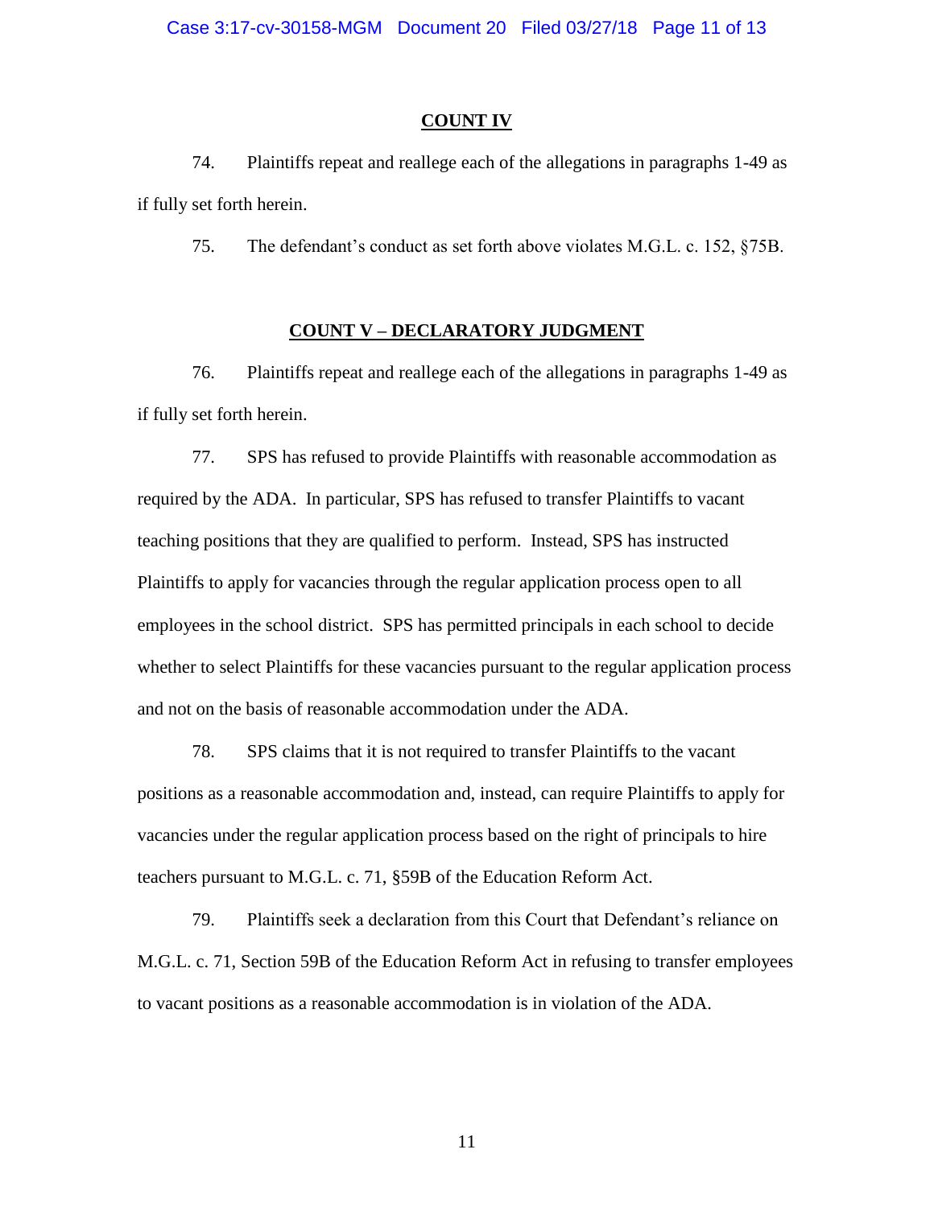**COUNT IV**

74. Plaintiffs repeat and reallege each of the allegations in paragraphs 1-49 as if fully set forth herein.

75. The defendant's conduct as set forth above violates M.G.L. c. 152, §75B.

**COUNT V – DECLARATORY JUDGMENT**

76. Plaintiffs repeat and reallege each of the allegations in paragraphs 1-49 as if fully set forth herein.

77. SPS has refused to provide Plaintiffs with reasonable accommodation as required by the ADA. In particular, SPS has refused to transfer Plaintiffs to vacant teaching positions that they are qualified to perform. Instead, SPS has instructed Plaintiffs to apply for vacancies through the regular application process open to all employees in the school district. SPS has permitted principals in each school to decide whether to select Plaintiffs for these vacancies pursuant to the regular application process and not on the basis of reasonable accommodation under the ADA.

78. SPS claims that it is not required to transfer Plaintiffs to the vacant positions as a reasonable accommodation and, instead, can require Plaintiffs to apply for vacancies under the regular application process based on the right of principals to hire teachers pursuant to M.G.L. c. 71, §59B of the Education Reform Act.

79. Plaintiffs seek a declaration from this Court that Defendant's reliance on M.G.L. c. 71, Section 59B of the Education Reform Act in refusing to transfer employees to vacant positions as a reasonable accommodation is in violation of the ADA.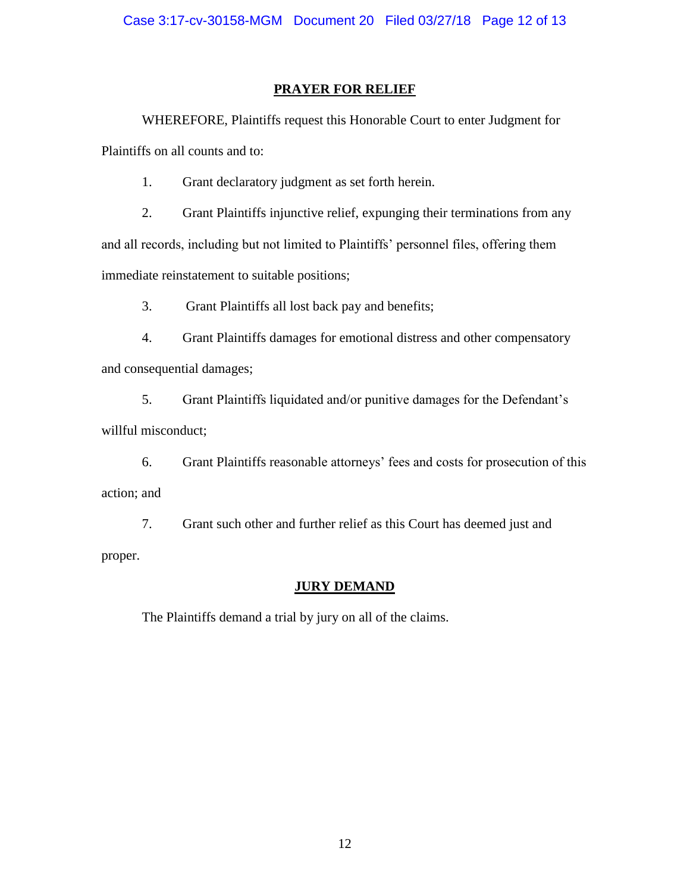## PRAYER FOR RELIEF

WHEREFORE, Plaintiffs request this Honorable Court to enter Judgment for Plaintiffs on all counts and to:

1. Grant declaratory judgment as set forth herein.

2. Grant Plaintiffs injunctive relief, expunging their terminations from any and all records, including but not limited to Plaintiffs' personnel files, offering them immediate reinstatement to suitable positions;

3. Grant Plaintiffs all lost back pay and benefits;

4. Grant Plaintiffs damages for emotional distress and other compensatory and consequential damages;

5. Grant Plaintiffs liquidated and/or punitive damages for the Defendant's willful misconduct;

6. Grant Plaintiffs reasonable attorneys' fees and costs for prosecution of this action; and

7. Grant such other and further relief as this Court has deemed just and proper.

## JURY DEMAND

The Plaintiffs demand a trial by jury on all of the claims.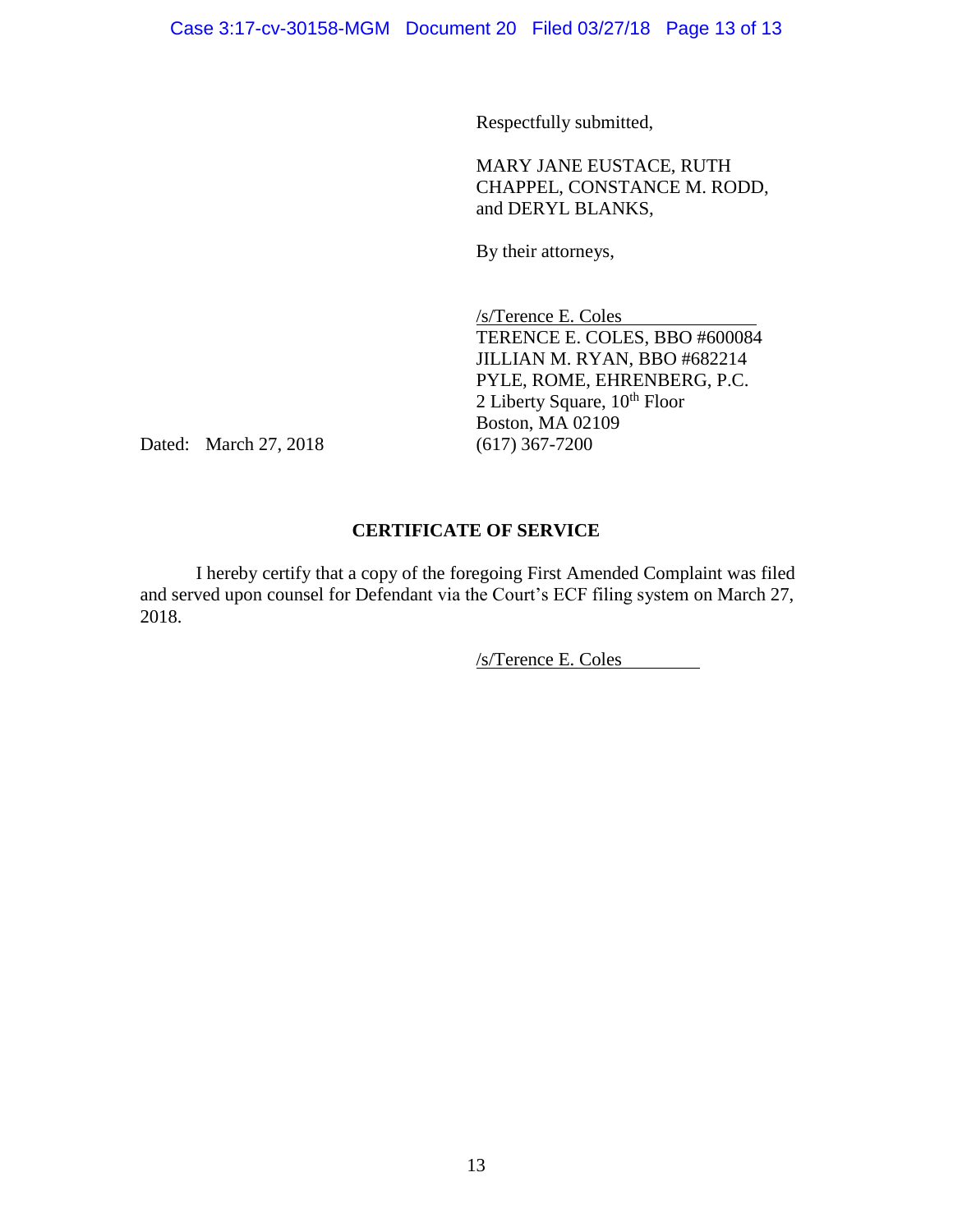Respectfully submitted,

MARY JANE EUSTACE, RUTH CHAPPEL, CONSTANCE M. RODD, and DERYL BLANKS,

By their attorneys,

/s/Terence E. Coles
TERENCE E. COLES, BBO #600084
JILLIAN M. RYAN, BBO #682214
PYLE, ROME, EHRENBERG, P.C.
2 Liberty Square, 10th Floor
Boston, MA 02109
(617) 367-7200

Dated: March 27, 2018

**CERTIFICATE OF SERVICE**

I hereby certify that a copy of the foregoing First Amended Complaint was filed and served upon counsel for Defendant via the Court's ECF filing system on March 27, 2018.

/s/Terence E. Coles